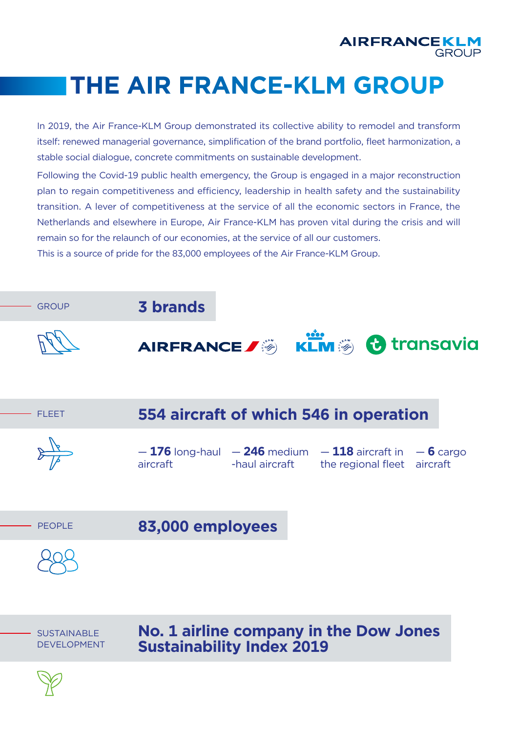# THE AIR FRANCE-KLM GROUP

In 2019, the Air France-KLM Group demonstrated its collective ability to remodel and transform itself: renewed managerial governance, simplification of the brand portfolio, fleet harmonization, a stable social dialogue, concrete commitments on sustainable development.

Following the Covid-19 public health emergency, the Group is engaged in a major reconstruction plan to regain competitiveness and efficiency, leadership in health safety and the sustainability transition. A lever of competitiveness at the service of all the economic sectors in France, the Netherlands and elsewhere in Europe, Air France-KLM has proven vital during the crisis and will remain so for the relaunch of our economies, at the service of all our customers.
This is a source of pride for the 83,000 employees of the Air France-KLM Group.

GROUP

## 3 brands

AIRFRANCE KLM transavia

FLEET

## 554 aircraft of which 546 in operation

- **176** long-haul aircraft
- **246** medium-haul aircraft
- **118** aircraft in the regional fleet
- **6** cargo aircraft

PEOPLE

## 83,000 employees

SUSTAINABLE DEVELOPMENT

## No. 1 airline company in the Dow Jones Sustainability Index 2019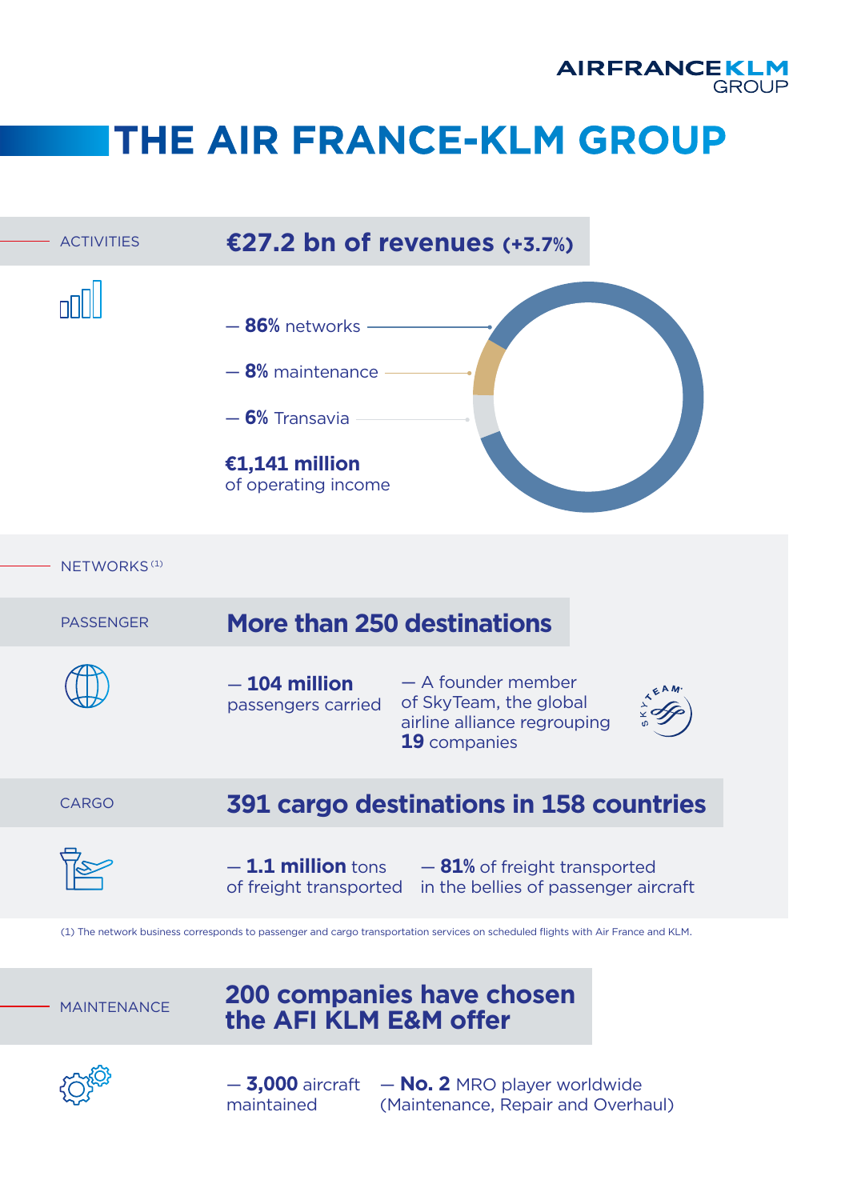# THE AIR FRANCE-KLM GROUP

## ACTIVITIES

### €27.2 bn of revenues (+3.7%)

— **86%** networks

— **8%** maintenance

— **6%** Transavia

**€1,141 million**
of operating income

## NETWORKS[1]

### PASSENGER

#### More than 250 destinations

— **104 million** passengers carried

— A founder member of SkyTeam, the global airline alliance regrouping **19** companies

### CARGO

#### 391 cargo destinations in 158 countries

— **1.1 million** tons of freight transported

— **81%** of freight transported in the bellies of passenger aircraft

(1) The network business corresponds to passenger and cargo transportation services on scheduled flights with Air France and KLM.

## MAINTENANCE

### 200 companies have chosen the AFI KLM E&M offer

— **3,000** aircraft maintained

— **No. 2** MRO player worldwide (Maintenance, Repair and Overhaul)